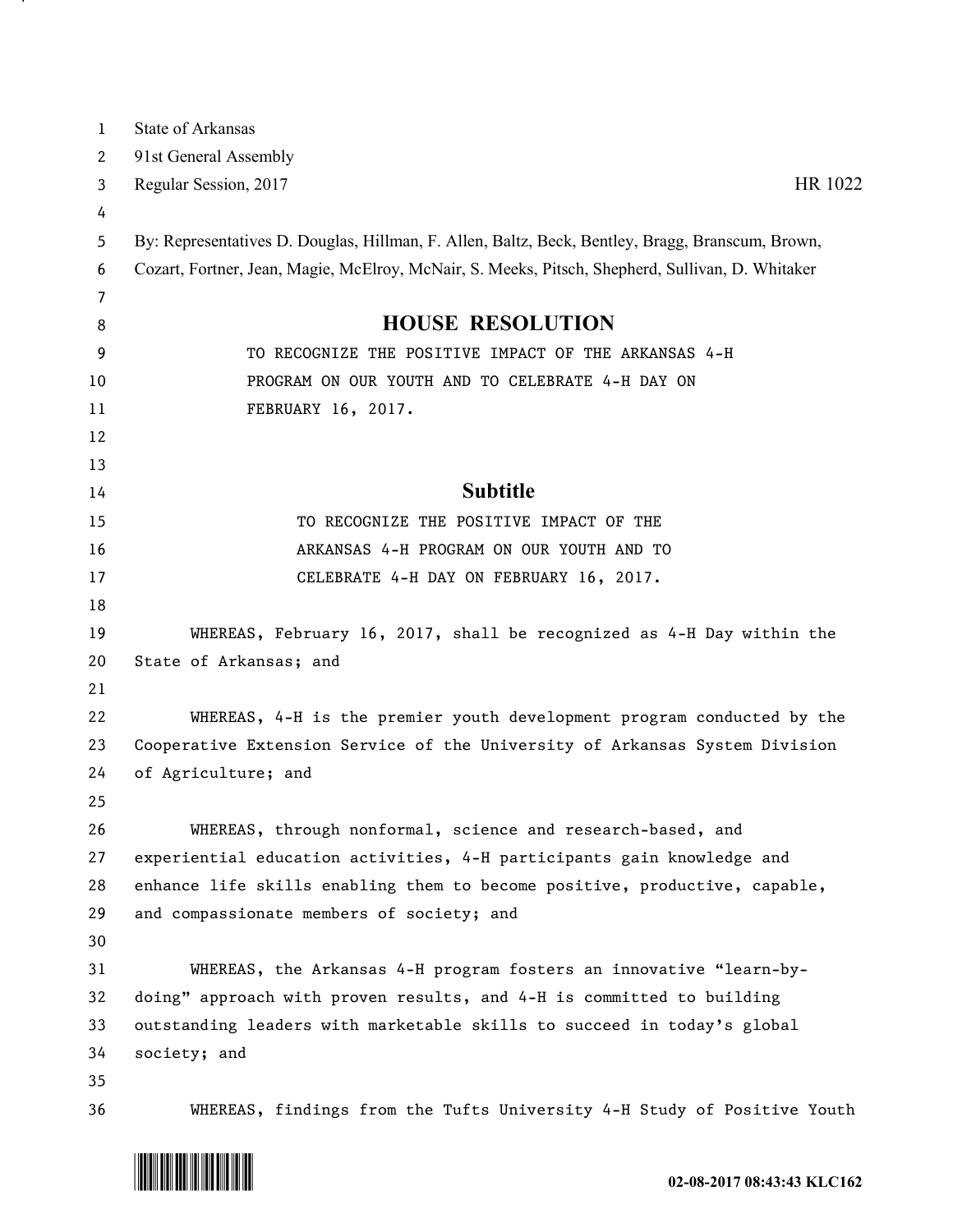State of Arkansas
91st General Assembly
Regular Session, 2017 HR 1022

By: Representatives D. Douglas, Hillman, F. Allen, Baltz, Beck, Bentley, Bragg, Branscum, Brown, Cozart, Fortner, Jean, Magie, McElroy, McNair, S. Meeks, Pitsch, Shepherd, Sullivan, D. Whitaker

# HOUSE RESOLUTION

TO RECOGNIZE THE POSITIVE IMPACT OF THE ARKANSAS 4-H PROGRAM ON OUR YOUTH AND TO CELEBRATE 4-H DAY ON FEBRUARY 16, 2017.

## Subtitle

TO RECOGNIZE THE POSITIVE IMPACT OF THE ARKANSAS 4-H PROGRAM ON OUR YOUTH AND TO CELEBRATE 4-H DAY ON FEBRUARY 16, 2017.

WHEREAS, February 16, 2017, shall be recognized as 4-H Day within the State of Arkansas; and

WHEREAS, 4-H is the premier youth development program conducted by the Cooperative Extension Service of the University of Arkansas System Division of Agriculture; and

WHEREAS, through nonformal, science and research-based, and experiential education activities, 4-H participants gain knowledge and enhance life skills enabling them to become positive, productive, capable, and compassionate members of society; and

WHEREAS, the Arkansas 4-H program fosters an innovative "learn-by-doing" approach with proven results, and 4-H is committed to building outstanding leaders with marketable skills to succeed in today's global society; and

WHEREAS, findings from the Tufts University 4-H Study of Positive Youth

02-08-2017 08:43:43 KLC162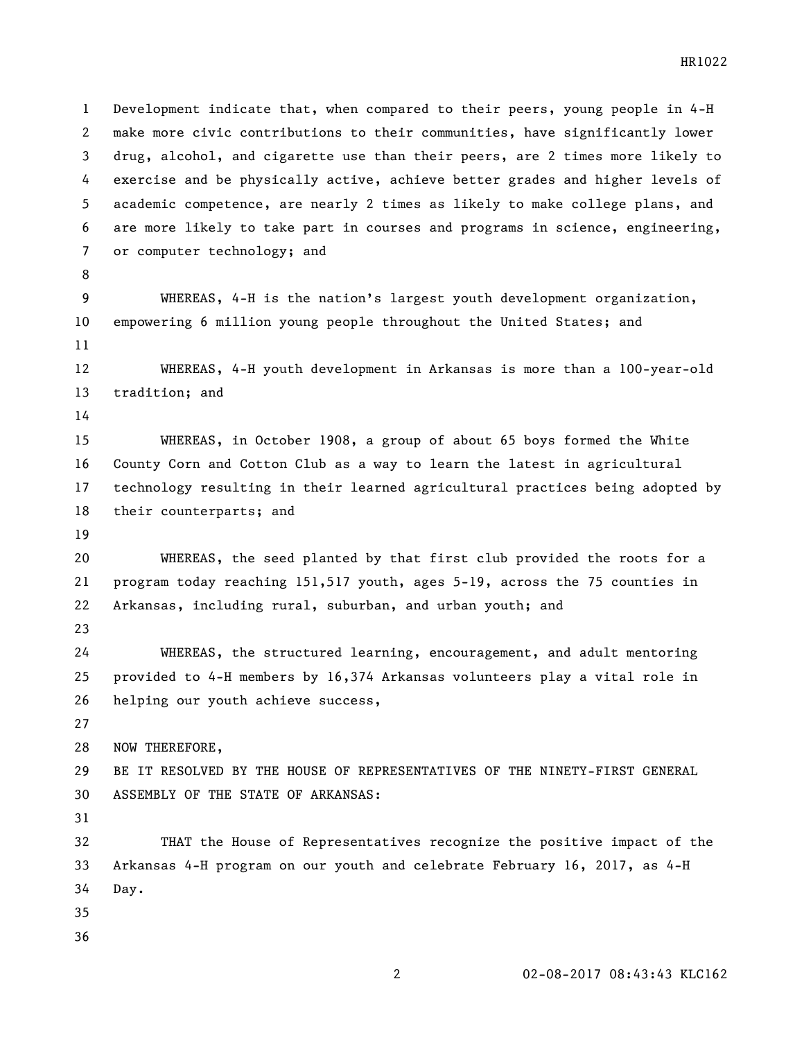Development indicate that, when compared to their peers, young people in 4-H make more civic contributions to their communities, have significantly lower drug, alcohol, and cigarette use than their peers, are 2 times more likely to exercise and be physically active, achieve better grades and higher levels of academic competence, are nearly 2 times as likely to make college plans, and are more likely to take part in courses and programs in science, engineering, or computer technology; and

WHEREAS, 4-H is the nation's largest youth development organization, empowering 6 million young people throughout the United States; and

WHEREAS, 4-H youth development in Arkansas is more than a 100-year-old tradition; and

WHEREAS, in October 1908, a group of about 65 boys formed the White County Corn and Cotton Club as a way to learn the latest in agricultural technology resulting in their learned agricultural practices being adopted by their counterparts; and

WHEREAS, the seed planted by that first club provided the roots for a program today reaching 151,517 youth, ages 5-19, across the 75 counties in Arkansas, including rural, suburban, and urban youth; and

WHEREAS, the structured learning, encouragement, and adult mentoring provided to 4-H members by 16,374 Arkansas volunteers play a vital role in helping our youth achieve success,

NOW THEREFORE,
BE IT RESOLVED BY THE HOUSE OF REPRESENTATIVES OF THE NINETY-FIRST GENERAL ASSEMBLY OF THE STATE OF ARKANSAS:

THAT the House of Representatives recognize the positive impact of the Arkansas 4-H program on our youth and celebrate February 16, 2017, as 4-H Day.